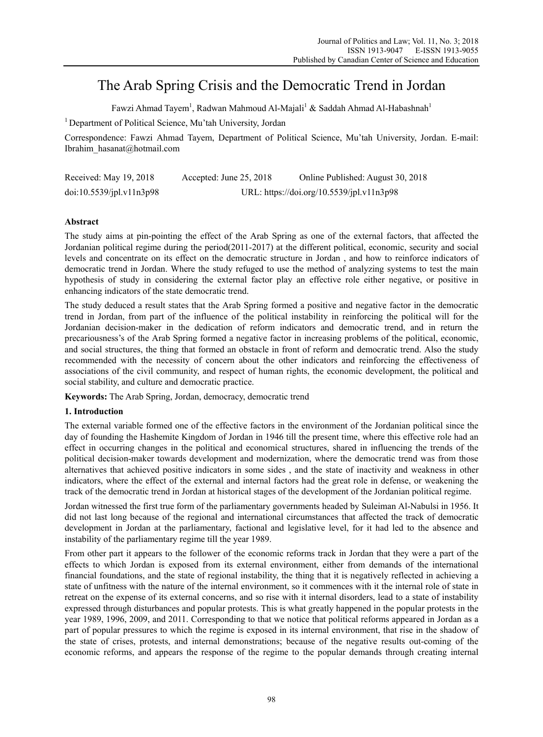# The Arab Spring Crisis and the Democratic Trend in Jordan

Fawzi Ahmad Tayem[1], Radwan Mahmoud Al-Majali[1] & Saddah Ahmad Al-Habashnah[1]

[1] Department of Political Science, Mu'tah University, Jordan

Correspondence: Fawzi Ahmad Tayem, Department of Political Science, Mu'tah University, Jordan. E-mail: Ibrahim_hasanat@hotmail.com

Received: May 19, 2018 Accepted: June 25, 2018 Online Published: August 30, 2018

doi:10.5539/jpl.v11n3p98 URL: https://doi.org/10.5539/jpl.v11n3p98

## Abstract

The study aims at pin-pointing the effect of the Arab Spring as one of the external factors, that affected the Jordanian political regime during the period(2011-2017) at the different political, economic, security and social levels and concentrate on its effect on the democratic structure in Jordan , and how to reinforce indicators of democratic trend in Jordan. Where the study refuged to use the method of analyzing systems to test the main hypothesis of study in considering the external factor play an effective role either negative, or positive in enhancing indicators of the state democratic trend.

The study deduced a result states that the Arab Spring formed a positive and negative factor in the democratic trend in Jordan, from part of the influence of the political instability in reinforcing the political will for the Jordanian decision-maker in the dedication of reform indicators and democratic trend, and in return the precariousness's of the Arab Spring formed a negative factor in increasing problems of the political, economic, and social structures, the thing that formed an obstacle in front of reform and democratic trend. Also the study recommended with the necessity of concern about the other indicators and reinforcing the effectiveness of associations of the civil community, and respect of human rights, the economic development, the political and social stability, and culture and democratic practice.

**Keywords:** The Arab Spring, Jordan, democracy, democratic trend

## 1. Introduction

The external variable formed one of the effective factors in the environment of the Jordanian political since the day of founding the Hashemite Kingdom of Jordan in 1946 till the present time, where this effective role had an effect in occurring changes in the political and economical structures, shared in influencing the trends of the political decision-maker towards development and modernization, where the democratic trend was from those alternatives that achieved positive indicators in some sides , and the state of inactivity and weakness in other indicators, where the effect of the external and internal factors had the great role in defense, or weakening the track of the democratic trend in Jordan at historical stages of the development of the Jordanian political regime.

Jordan witnessed the first true form of the parliamentary governments headed by Suleiman Al-Nabulsi in 1956. It did not last long because of the regional and international circumstances that affected the track of democratic development in Jordan at the parliamentary, factional and legislative level, for it had led to the absence and instability of the parliamentary regime till the year 1989.

From other part it appears to the follower of the economic reforms track in Jordan that they were a part of the effects to which Jordan is exposed from its external environment, either from demands of the international financial foundations, and the state of regional instability, the thing that it is negatively reflected in achieving a state of unfitness with the nature of the internal environment, so it commences with it the internal role of state in retreat on the expense of its external concerns, and so rise with it internal disorders, lead to a state of instability expressed through disturbances and popular protests. This is what greatly happened in the popular protests in the year 1989, 1996, 2009, and 2011. Corresponding to that we notice that political reforms appeared in Jordan as a part of popular pressures to which the regime is exposed in its internal environment, that rise in the shadow of the state of crises, protests, and internal demonstrations; because of the negative results out-coming of the economic reforms, and appears the response of the regime to the popular demands through creating internal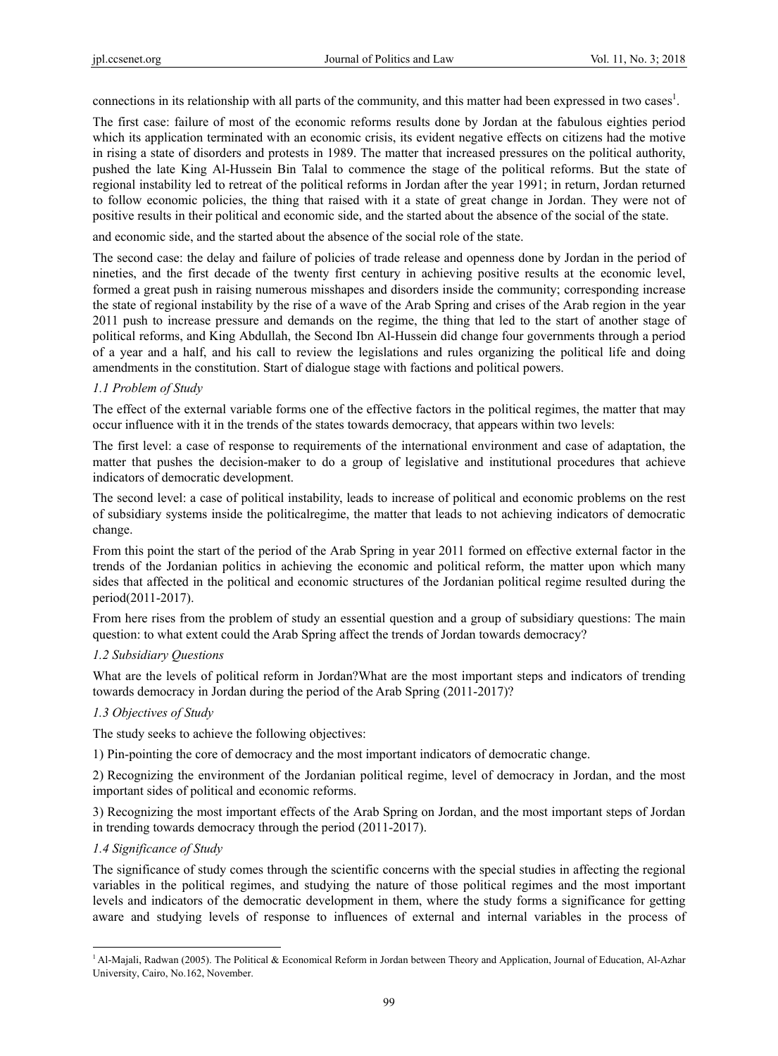connections in its relationship with all parts of the community, and this matter had been expressed in two cases[1].

The first case: failure of most of the economic reforms results done by Jordan at the fabulous eighties period which its application terminated with an economic crisis, its evident negative effects on citizens had the motive in rising a state of disorders and protests in 1989. The matter that increased pressures on the political authority, pushed the late King Al-Hussein Bin Talal to commence the stage of the political reforms. But the state of regional instability led to retreat of the political reforms in Jordan after the year 1991; in return, Jordan returned to follow economic policies, the thing that raised with it a state of great change in Jordan. They were not of positive results in their political and economic side, and the started about the absence of the social of the state.

and economic side, and the started about the absence of the social role of the state.

The second case: the delay and failure of policies of trade release and openness done by Jordan in the period of nineties, and the first decade of the twenty first century in achieving positive results at the economic level, formed a great push in raising numerous misshapes and disorders inside the community; corresponding increase the state of regional instability by the rise of a wave of the Arab Spring and crises of the Arab region in the year 2011 push to increase pressure and demands on the regime, the thing that led to the start of another stage of political reforms, and King Abdullah, the Second Ibn Al-Hussein did change four governments through a period of a year and a half, and his call to review the legislations and rules organizing the political life and doing amendments in the constitution. Start of dialogue stage with factions and political powers.

### *1.1 Problem of Study*

The effect of the external variable forms one of the effective factors in the political regimes, the matter that may occur influence with it in the trends of the states towards democracy, that appears within two levels:

The first level: a case of response to requirements of the international environment and case of adaptation, the matter that pushes the decision-maker to do a group of legislative and institutional procedures that achieve indicators of democratic development.

The second level: a case of political instability, leads to increase of political and economic problems on the rest of subsidiary systems inside the politicalregime, the matter that leads to not achieving indicators of democratic change.

From this point the start of the period of the Arab Spring in year 2011 formed on effective external factor in the trends of the Jordanian politics in achieving the economic and political reform, the matter upon which many sides that affected in the political and economic structures of the Jordanian political regime resulted during the period(2011-2017).

From here rises from the problem of study an essential question and a group of subsidiary questions: The main question: to what extent could the Arab Spring affect the trends of Jordan towards democracy?

### *1.2 Subsidiary Questions*

What are the levels of political reform in Jordan?What are the most important steps and indicators of trending towards democracy in Jordan during the period of the Arab Spring (2011-2017)?

### *1.3 Objectives of Study*

The study seeks to achieve the following objectives:

1) Pin-pointing the core of democracy and the most important indicators of democratic change.

2) Recognizing the environment of the Jordanian political regime, level of democracy in Jordan, and the most important sides of political and economic reforms.

3) Recognizing the most important effects of the Arab Spring on Jordan, and the most important steps of Jordan in trending towards democracy through the period (2011-2017).

### *1.4 Significance of Study*

The significance of study comes through the scientific concerns with the special studies in affecting the regional variables in the political regimes, and studying the nature of those political regimes and the most important levels and indicators of the democratic development in them, where the study forms a significance for getting aware and studying levels of response to influences of external and internal variables in the process of

---

[1] Al-Majali, Radwan (2005). The Political & Economical Reform in Jordan between Theory and Application, Journal of Education, Al-Azhar University, Cairo, No.162, November.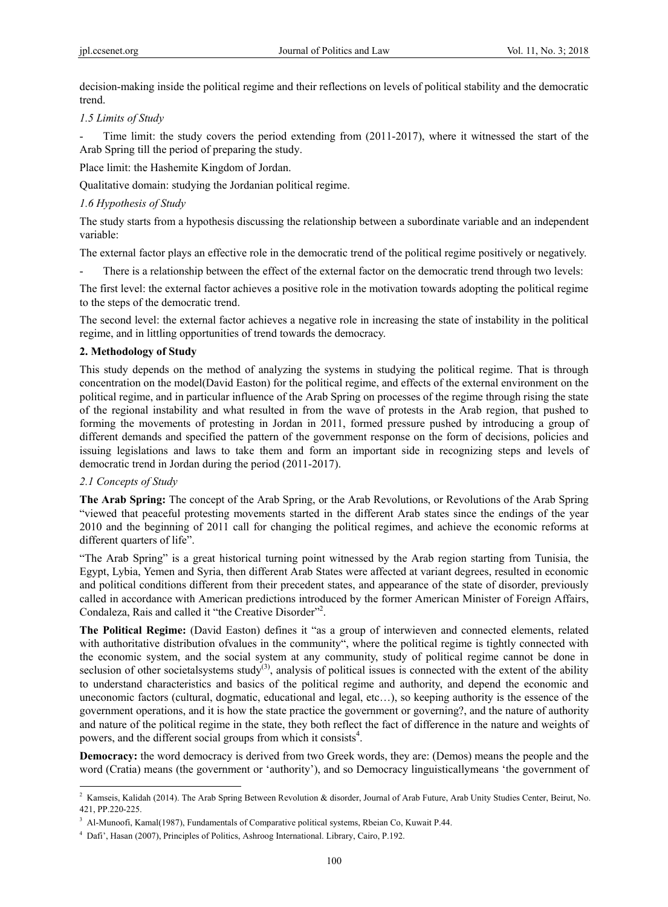decision-making inside the political regime and their reflections on levels of political stability and the democratic trend.

### *1.5 Limits of Study*

- Time limit: the study covers the period extending from (2011-2017), where it witnessed the start of the Arab Spring till the period of preparing the study.

Place limit: the Hashemite Kingdom of Jordan.

Qualitative domain: studying the Jordanian political regime.

### *1.6 Hypothesis of Study*

The study starts from a hypothesis discussing the relationship between a subordinate variable and an independent variable:

The external factor plays an effective role in the democratic trend of the political regime positively or negatively.

- There is a relationship between the effect of the external factor on the democratic trend through two levels:

The first level: the external factor achieves a positive role in the motivation towards adopting the political regime to the steps of the democratic trend.

The second level: the external factor achieves a negative role in increasing the state of instability in the political regime, and in littling opportunities of trend towards the democracy.

## **2. Methodology of Study**

This study depends on the method of analyzing the systems in studying the political regime. That is through concentration on the model(David Easton) for the political regime, and effects of the external environment on the political regime, and in particular influence of the Arab Spring on processes of the regime through rising the state of the regional instability and what resulted in from the wave of protests in the Arab region, that pushed to forming the movements of protesting in Jordan in 2011, formed pressure pushed by introducing a group of different demands and specified the pattern of the government response on the form of decisions, policies and issuing legislations and laws to take them and form an important side in recognizing steps and levels of democratic trend in Jordan during the period (2011-2017).

### *2.1 Concepts of Study*

**The Arab Spring:** The concept of the Arab Spring, or the Arab Revolutions, or Revolutions of the Arab Spring "viewed that peaceful protesting movements started in the different Arab states since the endings of the year 2010 and the beginning of 2011 call for changing the political regimes, and achieve the economic reforms at different quarters of life".

"The Arab Spring" is a great historical turning point witnessed by the Arab region starting from Tunisia, the Egypt, Lybia, Yemen and Syria, then different Arab States were affected at variant degrees, resulted in economic and political conditions different from their precedent states, and appearance of the state of disorder, previously called in accordance with American predictions introduced by the former American Minister of Foreign Affairs, Condaleza, Rais and called it "the Creative Disorder"[2].

**The Political Regime:** (David Easton) defines it "as a group of interwieven and connected elements, related with authoritative distribution ofvalues in the community", where the political regime is tightly connected with the economic system, and the social system at any community, study of political regime cannot be done in seclusion of other societalsystems study[(3)], analysis of political issues is connected with the extent of the ability to understand characteristics and basics of the political regime and authority, and depend the economic and uneconomic factors (cultural, dogmatic, educational and legal, etc…), so keeping authority is the essence of the government operations, and it is how the state practice the government or governing?, and the nature of authority and nature of the political regime in the state, they both reflect the fact of difference in the nature and weights of powers, and the different social groups from which it consists[4].

**Democracy:** the word democracy is derived from two Greek words, they are: (Demos) means the people and the word (Cratia) means (the government or 'authority'), and so Democracy linguisticallymeans 'the government of

---

[2] Kamseis, Kalidah (2014). The Arab Spring Between Revolution & disorder, Journal of Arab Future, Arab Unity Studies Center, Beirut, No. 421, PP.220-225.

[3] Al-Munoofi, Kamal(1987), Fundamentals of Comparative political systems, Rbeian Co, Kuwait P.44.

[4] Dafi', Hasan (2007), Principles of Politics, Ashroog International. Library, Cairo, P.192.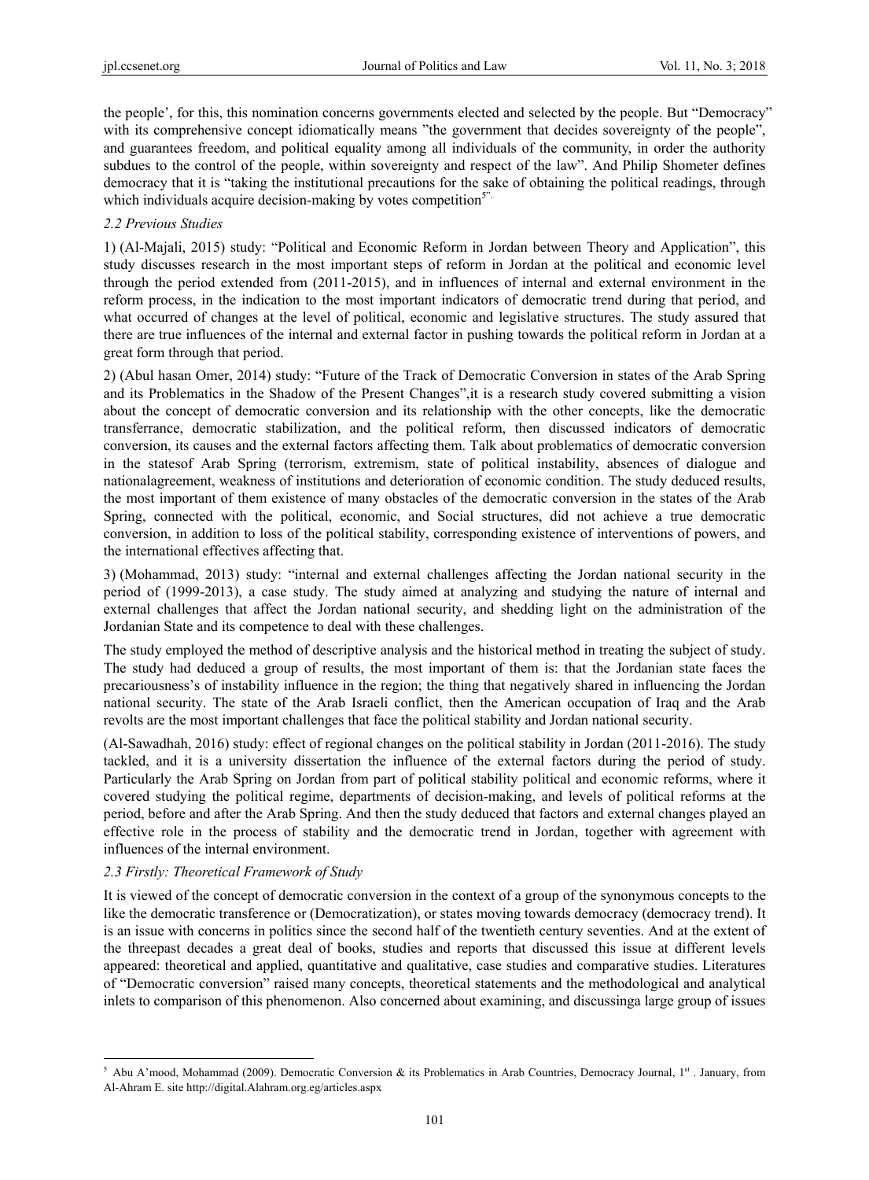the people', for this, this nomination concerns governments elected and selected by the people. But "Democracy" with its comprehensive concept idiomatically means "the government that decides sovereignty of the people", and guarantees freedom, and political equality among all individuals of the community, in order the authority subdues to the control of the people, within sovereignty and respect of the law". And Philip Shometer defines democracy that it is "taking the institutional precautions for the sake of obtaining the political readings, through which individuals acquire decision-making by votes competition[5]".

### *2.2 Previous Studies*

1) (Al-Majali, 2015) study: "Political and Economic Reform in Jordan between Theory and Application", this study discusses research in the most important steps of reform in Jordan at the political and economic level through the period extended from (2011-2015), and in influences of internal and external environment in the reform process, in the indication to the most important indicators of democratic trend during that period, and what occurred of changes at the level of political, economic and legislative structures. The study assured that there are true influences of the internal and external factor in pushing towards the political reform in Jordan at a great form through that period.

2) (Abul hasan Omer, 2014) study: "Future of the Track of Democratic Conversion in states of the Arab Spring and its Problematics in the Shadow of the Present Changes",it is a research study covered submitting a vision about the concept of democratic conversion and its relationship with the other concepts, like the democratic transferrance, democratic stabilization, and the political reform, then discussed indicators of democratic conversion, its causes and the external factors affecting them. Talk about problematics of democratic conversion in the statesof Arab Spring (terrorism, extremism, state of political instability, absences of dialogue and nationalagreement, weakness of institutions and deterioration of economic condition. The study deduced results, the most important of them existence of many obstacles of the democratic conversion in the states of the Arab Spring, connected with the political, economic, and Social structures, did not achieve a true democratic conversion, in addition to loss of the political stability, corresponding existence of interventions of powers, and the international effectives affecting that.

3) (Mohammad, 2013) study: "internal and external challenges affecting the Jordan national security in the period of (1999-2013), a case study. The study aimed at analyzing and studying the nature of internal and external challenges that affect the Jordan national security, and shedding light on the administration of the Jordanian State and its competence to deal with these challenges.

The study employed the method of descriptive analysis and the historical method in treating the subject of study. The study had deduced a group of results, the most important of them is: that the Jordanian state faces the precariousness's of instability influence in the region; the thing that negatively shared in influencing the Jordan national security. The state of the Arab Israeli conflict, then the American occupation of Iraq and the Arab revolts are the most important challenges that face the political stability and Jordan national security.

(Al-Sawadhah, 2016) study: effect of regional changes on the political stability in Jordan (2011-2016). The study tackled, and it is a university dissertation the influence of the external factors during the period of study. Particularly the Arab Spring on Jordan from part of political stability political and economic reforms, where it covered studying the political regime, departments of decision-making, and levels of political reforms at the period, before and after the Arab Spring. And then the study deduced that factors and external changes played an effective role in the process of stability and the democratic trend in Jordan, together with agreement with influences of the internal environment.

### *2.3 Firstly: Theoretical Framework of Study*

It is viewed of the concept of democratic conversion in the context of a group of the synonymous concepts to the like the democratic transference or (Democratization), or states moving towards democracy (democracy trend). It is an issue with concerns in politics since the second half of the twentieth century seventies. And at the extent of the threepast decades a great deal of books, studies and reports that discussed this issue at different levels appeared: theoretical and applied, quantitative and qualitative, case studies and comparative studies. Literatures of "Democratic conversion" raised many concepts, theoretical statements and the methodological and analytical inlets to comparison of this phenomenon. Also concerned about examining, and discussinga large group of issues

---

[5] Abu A'mood, Mohammad (2009). Democratic Conversion & its Problematics in Arab Countries, Democracy Journal, 1st . January, from Al-Ahram E. site http://digital.Alahram.org.eg/articles.aspx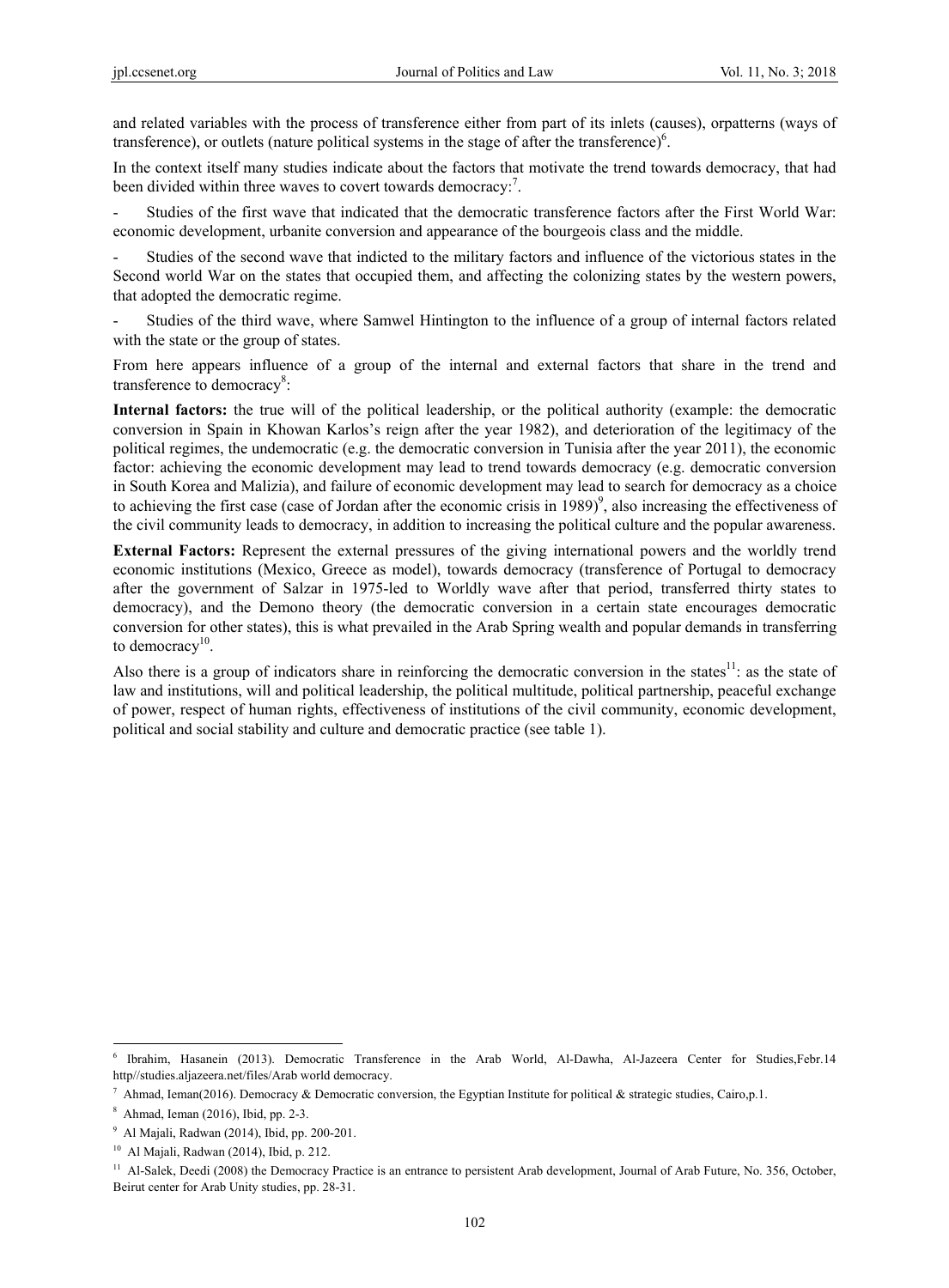and related variables with the process of transference either from part of its inlets (causes), orpatterns (ways of transference), or outlets (nature political systems in the stage of after the transference)[6].

In the context itself many studies indicate about the factors that motivate the trend towards democracy, that had been divided within three waves to covert towards democracy:[7].

- Studies of the first wave that indicated that the democratic transference factors after the First World War: economic development, urbanite conversion and appearance of the bourgeois class and the middle.
- Studies of the second wave that indicted to the military factors and influence of the victorious states in the Second world War on the states that occupied them, and affecting the colonizing states by the western powers, that adopted the democratic regime.
- Studies of the third wave, where Samwel Hintington to the influence of a group of internal factors related with the state or the group of states.

From here appears influence of a group of the internal and external factors that share in the trend and transference to democracy[8]:

**Internal factors:** the true will of the political leadership, or the political authority (example: the democratic conversion in Spain in Khowan Karlos's reign after the year 1982), and deterioration of the legitimacy of the political regimes, the undemocratic (e.g. the democratic conversion in Tunisia after the year 2011), the economic factor: achieving the economic development may lead to trend towards democracy (e.g. democratic conversion in South Korea and Malizia), and failure of economic development may lead to search for democracy as a choice to achieving the first case (case of Jordan after the economic crisis in 1989)[9], also increasing the effectiveness of the civil community leads to democracy, in addition to increasing the political culture and the popular awareness.

**External Factors:** Represent the external pressures of the giving international powers and the worldly trend economic institutions (Mexico, Greece as model), towards democracy (transference of Portugal to democracy after the government of Salzar in 1975-led to Worldly wave after that period, transferred thirty states to democracy), and the Demono theory (the democratic conversion in a certain state encourages democratic conversion for other states), this is what prevailed in the Arab Spring wealth and popular demands in transferring to democracy[10].

Also there is a group of indicators share in reinforcing the democratic conversion in the states[11]: as the state of law and institutions, will and political leadership, the political multitude, political partnership, peaceful exchange of power, respect of human rights, effectiveness of institutions of the civil community, economic development, political and social stability and culture and democratic practice (see table 1).

---

[6] Ibrahim, Hasanein (2013). Democratic Transference in the Arab World, Al-Dawha, Al-Jazeera Center for Studies,Febr.14 http//studies.aljazeera.net/files/Arab world democracy.

[7] Ahmad, Ieman(2016). Democracy & Democratic conversion, the Egyptian Institute for political & strategic studies, Cairo,p.1.

[8] Ahmad, Ieman (2016), Ibid, pp. 2-3.

[9] Al Majali, Radwan (2014), Ibid, pp. 200-201.

[10] Al Majali, Radwan (2014), Ibid, p. 212.

[11] Al-Salek, Deedi (2008) the Democracy Practice is an entrance to persistent Arab development, Journal of Arab Future, No. 356, October, Beirut center for Arab Unity studies, pp. 28-31.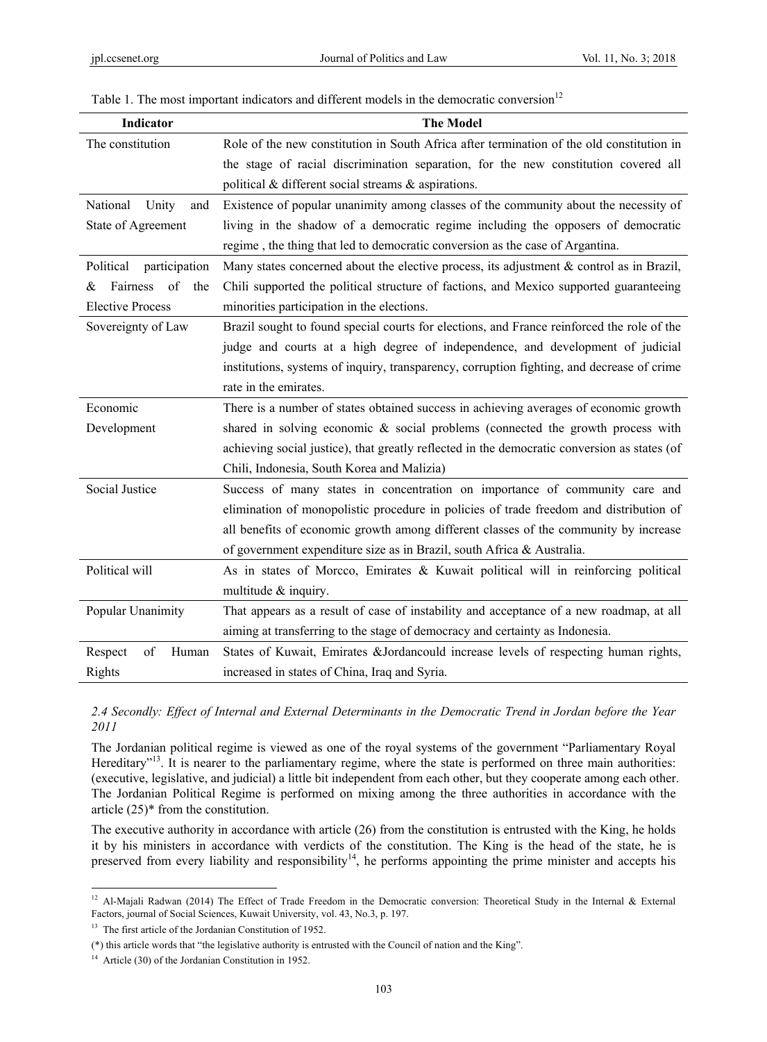Table 1. The most important indicators and different models in the democratic conversion[12]

| Indicator | The Model |
|---|---|
| The constitution | Role of the new constitution in South Africa after termination of the old constitution in the stage of racial discrimination separation, for the new constitution covered all political & different social streams & aspirations. |
| National Unity and State of Agreement | Existence of popular unanimity among classes of the community about the necessity of living in the shadow of a democratic regime including the opposers of democratic regime , the thing that led to democratic conversion as the case of Argantina. |
| Political participation & Fairness of the Elective Process | Many states concerned about the elective process, its adjustment & control as in Brazil, Chili supported the political structure of factions, and Mexico supported guaranteeing minorities participation in the elections. |
| Sovereignty of Law | Brazil sought to found special courts for elections, and France reinforced the role of the judge and courts at a high degree of independence, and development of judicial institutions, systems of inquiry, transparency, corruption fighting, and decrease of crime rate in the emirates. |
| Economic Development | There is a number of states obtained success in achieving averages of economic growth shared in solving economic & social problems (connected the growth process with achieving social justice), that greatly reflected in the democratic conversion as states (of Chili, Indonesia, South Korea and Malizia) |
| Social Justice | Success of many states in concentration on importance of community care and elimination of monopolistic procedure in policies of trade freedom and distribution of all benefits of economic growth among different classes of the community by increase of government expenditure size as in Brazil, south Africa & Australia. |
| Political will | As in states of Morcco, Emirates & Kuwait political will in reinforcing political multitude & inquiry. |
| Popular Unanimity | That appears as a result of case of instability and acceptance of a new roadmap, at all aiming at transferring to the stage of democracy and certainty as Indonesia. |
| Respect of Human Rights | States of Kuwait, Emirates &Jordancould increase levels of respecting human rights, increased in states of China, Iraq and Syria. |

### *2.4 Secondly: Effect of Internal and External Determinants in the Democratic Trend in Jordan before the Year 2011*

The Jordanian political regime is viewed as one of the royal systems of the government "Parliamentary Royal Hereditary"[13]. It is nearer to the parliamentary regime, where the state is performed on three main authorities: (executive, legislative, and judicial) a little bit independent from each other, but they cooperate among each other. The Jordanian Political Regime is performed on mixing among the three authorities in accordance with the article (25)* from the constitution.

The executive authority in accordance with article (26) from the constitution is entrusted with the King, he holds it by his ministers in accordance with verdicts of the constitution. The King is the head of the state, he is preserved from every liability and responsibility[14], he performs appointing the prime minister and accepts his

---

[12] Al-Majali Radwan (2014) The Effect of Trade Freedom in the Democratic conversion: Theoretical Study in the Internal & External Factors, journal of Social Sciences, Kuwait University, vol. 43, No.3, p. 197.

[13] The first article of the Jordanian Constitution of 1952.

(*) this article words that "the legislative authority is entrusted with the Council of nation and the King".

[14] Article (30) of the Jordanian Constitution in 1952.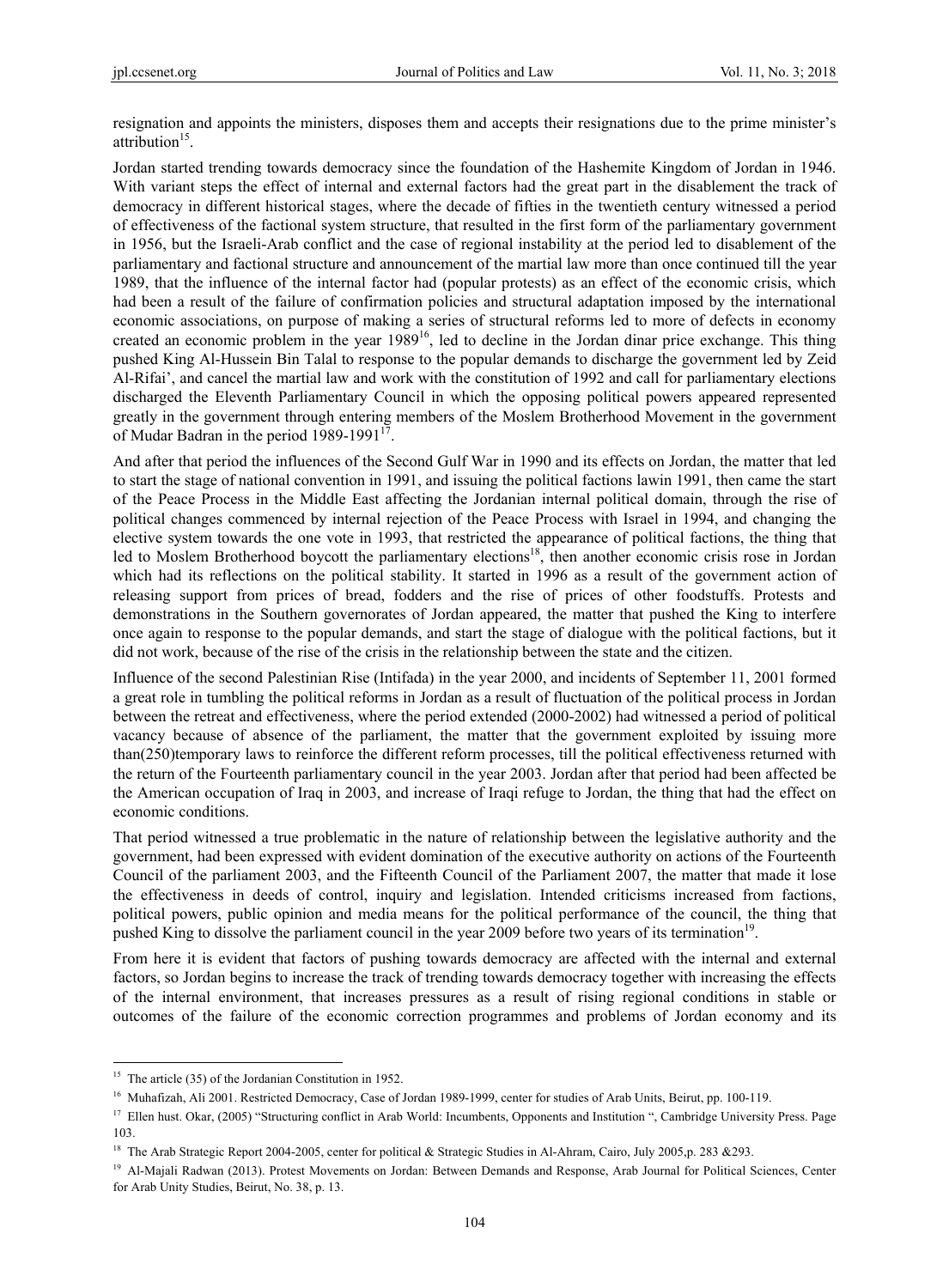resignation and appoints the ministers, disposes them and accepts their resignations due to the prime minister's attribution[15].

Jordan started trending towards democracy since the foundation of the Hashemite Kingdom of Jordan in 1946. With variant steps the effect of internal and external factors had the great part in the disablement the track of democracy in different historical stages, where the decade of fifties in the twentieth century witnessed a period of effectiveness of the factional system structure, that resulted in the first form of the parliamentary government in 1956, but the Israeli-Arab conflict and the case of regional instability at the period led to disablement of the parliamentary and factional structure and announcement of the martial law more than once continued till the year 1989, that the influence of the internal factor had (popular protests) as an effect of the economic crisis, which had been a result of the failure of confirmation policies and structural adaptation imposed by the international economic associations, on purpose of making a series of structural reforms led to more of defects in economy created an economic problem in the year 1989[16], led to decline in the Jordan dinar price exchange. This thing pushed King Al-Hussein Bin Talal to response to the popular demands to discharge the government led by Zeid Al-Rifai', and cancel the martial law and work with the constitution of 1992 and call for parliamentary elections discharged the Eleventh Parliamentary Council in which the opposing political powers appeared represented greatly in the government through entering members of the Moslem Brotherhood Movement in the government of Mudar Badran in the period 1989-1991[17].

And after that period the influences of the Second Gulf War in 1990 and its effects on Jordan, the matter that led to start the stage of national convention in 1991, and issuing the political factions lawin 1991, then came the start of the Peace Process in the Middle East affecting the Jordanian internal political domain, through the rise of political changes commenced by internal rejection of the Peace Process with Israel in 1994, and changing the elective system towards the one vote in 1993, that restricted the appearance of political factions, the thing that led to Moslem Brotherhood boycott the parliamentary elections[18], then another economic crisis rose in Jordan which had its reflections on the political stability. It started in 1996 as a result of the government action of releasing support from prices of bread, fodders and the rise of prices of other foodstuffs. Protests and demonstrations in the Southern governorates of Jordan appeared, the matter that pushed the King to interfere once again to response to the popular demands, and start the stage of dialogue with the political factions, but it did not work, because of the rise of the crisis in the relationship between the state and the citizen.

Influence of the second Palestinian Rise (Intifada) in the year 2000, and incidents of September 11, 2001 formed a great role in tumbling the political reforms in Jordan as a result of fluctuation of the political process in Jordan between the retreat and effectiveness, where the period extended (2000-2002) had witnessed a period of political vacancy because of absence of the parliament, the matter that the government exploited by issuing more than(250)temporary laws to reinforce the different reform processes, till the political effectiveness returned with the return of the Fourteenth parliamentary council in the year 2003. Jordan after that period had been affected be the American occupation of Iraq in 2003, and increase of Iraqi refuge to Jordan, the thing that had the effect on economic conditions.

That period witnessed a true problematic in the nature of relationship between the legislative authority and the government, had been expressed with evident domination of the executive authority on actions of the Fourteenth Council of the parliament 2003, and the Fifteenth Council of the Parliament 2007, the matter that made it lose the effectiveness in deeds of control, inquiry and legislation. Intended criticisms increased from factions, political powers, public opinion and media means for the political performance of the council, the thing that pushed King to dissolve the parliament council in the year 2009 before two years of its termination[19].

From here it is evident that factors of pushing towards democracy are affected with the internal and external factors, so Jordan begins to increase the track of trending towards democracy together with increasing the effects of the internal environment, that increases pressures as a result of rising regional conditions in stable or outcomes of the failure of the economic correction programmes and problems of Jordan economy and its

---

[15] The article (35) of the Jordanian Constitution in 1952.

[16] Muhafizah, Ali 2001. Restricted Democracy, Case of Jordan 1989-1999, center for studies of Arab Units, Beirut, pp. 100-119.

[17] Ellen hust. Okar, (2005) "Structuring conflict in Arab World: Incumbents, Opponents and Institution ", Cambridge University Press. Page 103.

[18] The Arab Strategic Report 2004-2005, center for political & Strategic Studies in Al-Ahram, Cairo, July 2005,p. 283 &293.

[19] Al-Majali Radwan (2013). Protest Movements on Jordan: Between Demands and Response, Arab Journal for Political Sciences, Center for Arab Unity Studies, Beirut, No. 38, p. 13.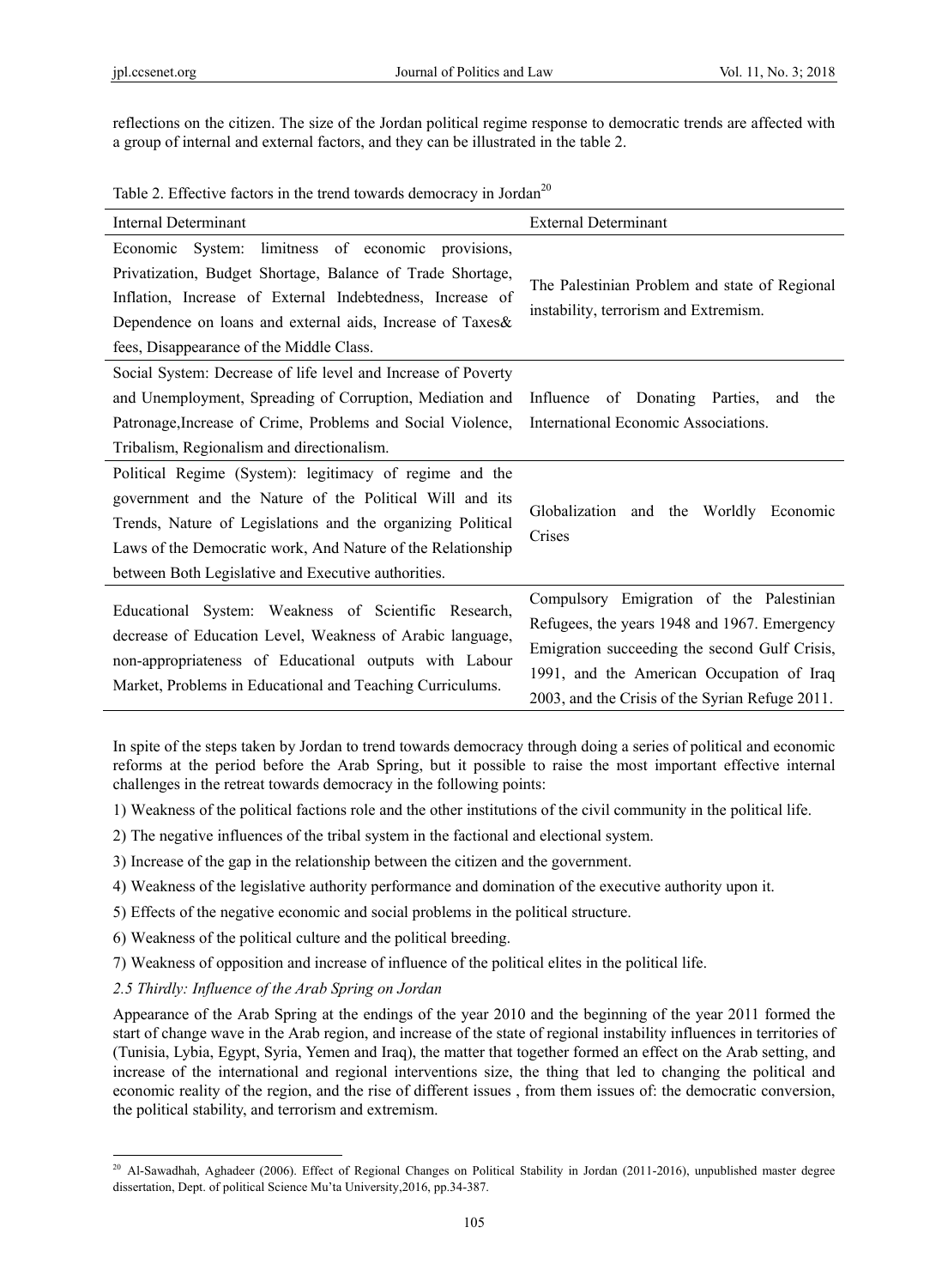reflections on the citizen. The size of the Jordan political regime response to democratic trends are affected with a group of internal and external factors, and they can be illustrated in the table 2.

Table 2. Effective factors in the trend towards democracy in Jordan[20]

| Internal Determinant | External Determinant |
|---|---|
| Economic System: limitness of economic provisions, Privatization, Budget Shortage, Balance of Trade Shortage, Inflation, Increase of External Indebtedness, Increase of Dependence on loans and external aids, Increase of Taxes& fees, Disappearance of the Middle Class. | The Palestinian Problem and state of Regional instability, terrorism and Extremism. |
| Social System: Decrease of life level and Increase of Poverty and Unemployment, Spreading of Corruption, Mediation and Patronage,Increase of Crime, Problems and Social Violence, Tribalism, Regionalism and directionalism. | Influence of Donating Parties, and the International Economic Associations. |
| Political Regime (System): legitimacy of regime and the government and the Nature of the Political Will and its Trends, Nature of Legislations and the organizing Political Laws of the Democratic work, And Nature of the Relationship between Both Legislative and Executive authorities. | Globalization and the Worldly Economic Crises |
| Educational System: Weakness of Scientific Research, decrease of Education Level, Weakness of Arabic language, non-appropriateness of Educational outputs with Labour Market, Problems in Educational and Teaching Curriculums. | Compulsory Emigration of the Palestinian Refugees, the years 1948 and 1967. Emergency Emigration succeeding the second Gulf Crisis, 1991, and the American Occupation of Iraq 2003, and the Crisis of the Syrian Refuge 2011. |

In spite of the steps taken by Jordan to trend towards democracy through doing a series of political and economic reforms at the period before the Arab Spring, but it possible to raise the most important effective internal challenges in the retreat towards democracy in the following points:

1) Weakness of the political factions role and the other institutions of the civil community in the political life.

2) The negative influences of the tribal system in the factional and electional system.

3) Increase of the gap in the relationship between the citizen and the government.

4) Weakness of the legislative authority performance and domination of the executive authority upon it.

5) Effects of the negative economic and social problems in the political structure.

6) Weakness of the political culture and the political breeding.

7) Weakness of opposition and increase of influence of the political elites in the political life.

*2.5 Thirdly: Influence of the Arab Spring on Jordan*

Appearance of the Arab Spring at the endings of the year 2010 and the beginning of the year 2011 formed the start of change wave in the Arab region, and increase of the state of regional instability influences in territories of (Tunisia, Lybia, Egypt, Syria, Yemen and Iraq), the matter that together formed an effect on the Arab setting, and increase of the international and regional interventions size, the thing that led to changing the political and economic reality of the region, and the rise of different issues , from them issues of: the democratic conversion, the political stability, and terrorism and extremism.

[20] Al-Sawadhah, Aghadeer (2006). Effect of Regional Changes on Political Stability in Jordan (2011-2016), unpublished master degree dissertation, Dept. of political Science Mu'ta University,2016, pp.34-387.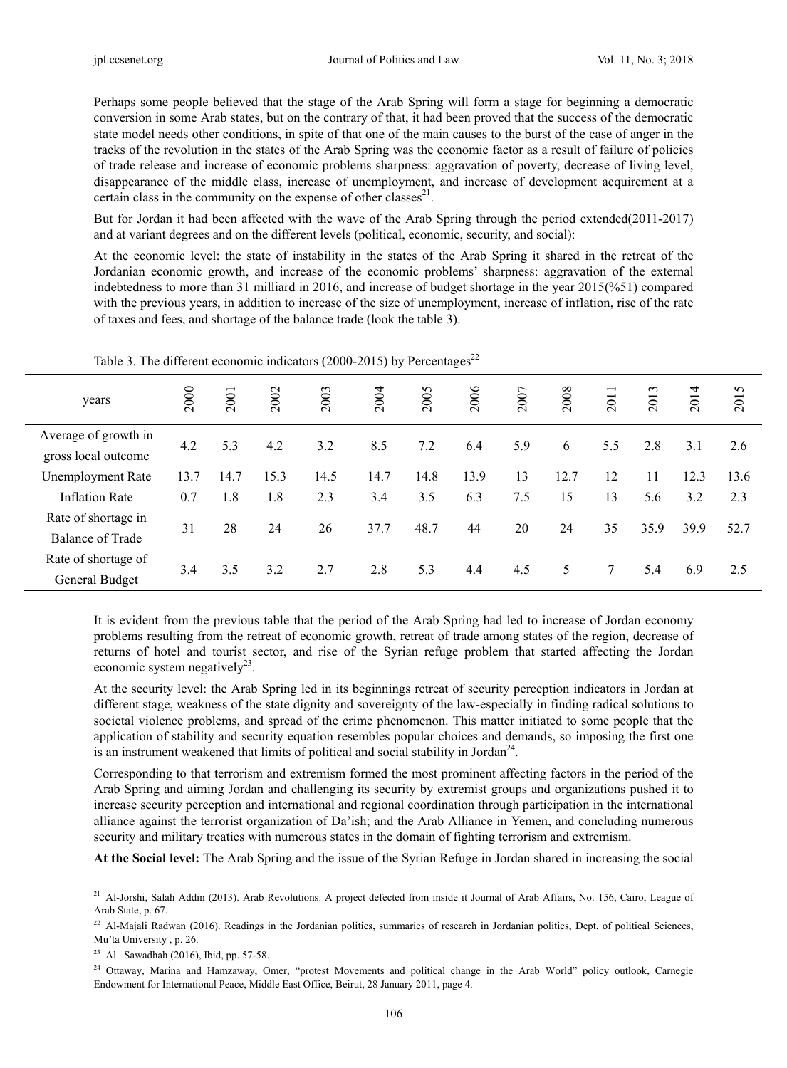Perhaps some people believed that the stage of the Arab Spring will form a stage for beginning a democratic conversion in some Arab states, but on the contrary of that, it had been proved that the success of the democratic state model needs other conditions, in spite of that one of the main causes to the burst of the case of anger in the tracks of the revolution in the states of the Arab Spring was the economic factor as a result of failure of policies of trade release and increase of economic problems sharpness: aggravation of poverty, decrease of living level, disappearance of the middle class, increase of unemployment, and increase of development acquirement at a certain class in the community on the expense of other classes[21].

But for Jordan it had been affected with the wave of the Arab Spring through the period extended(2011-2017) and at variant degrees and on the different levels (political, economic, security, and social):

At the economic level: the state of instability in the states of the Arab Spring it shared in the retreat of the Jordanian economic growth, and increase of the economic problems' sharpness: aggravation of the external indebtedness to more than 31 milliard in 2016, and increase of budget shortage in the year 2015(%51) compared with the previous years, in addition to increase of the size of unemployment, increase of inflation, rise of the rate of taxes and fees, and shortage of the balance trade (look the table 3).

Table 3. The different economic indicators (2000-2015) by Percentages[22]

| years | 2000 | 2001 | 2002 | 2003 | 2004 | 2005 | 2006 | 2007 | 2008 | 2011 | 2013 | 2014 | 2015 |
|---|---|---|---|---|---|---|---|---|---|---|---|---|---|
| Average of growth in gross local outcome | 4.2 | 5.3 | 4.2 | 3.2 | 8.5 | 7.2 | 6.4 | 5.9 | 6 | 5.5 | 2.8 | 3.1 | 2.6 |
| Unemployment Rate | 13.7 | 14.7 | 15.3 | 14.5 | 14.7 | 14.8 | 13.9 | 13 | 12.7 | 12 | 11 | 12.3 | 13.6 |
| Inflation Rate | 0.7 | 1.8 | 1.8 | 2.3 | 3.4 | 3.5 | 6.3 | 7.5 | 15 | 13 | 5.6 | 3.2 | 2.3 |
| Rate of shortage in Balance of Trade | 31 | 28 | 24 | 26 | 37.7 | 48.7 | 44 | 20 | 24 | 35 | 35.9 | 39.9 | 52.7 |
| Rate of shortage of General Budget | 3.4 | 3.5 | 3.2 | 2.7 | 2.8 | 5.3 | 4.4 | 4.5 | 5 | 7 | 5.4 | 6.9 | 2.5 |

It is evident from the previous table that the period of the Arab Spring had led to increase of Jordan economy problems resulting from the retreat of economic growth, retreat of trade among states of the region, decrease of returns of hotel and tourist sector, and rise of the Syrian refuge problem that started affecting the Jordan economic system negatively[23].

At the security level: the Arab Spring led in its beginnings retreat of security perception indicators in Jordan at different stage, weakness of the state dignity and sovereignty of the law-especially in finding radical solutions to societal violence problems, and spread of the crime phenomenon. This matter initiated to some people that the application of stability and security equation resembles popular choices and demands, so imposing the first one is an instrument weakened that limits of political and social stability in Jordan[24].

Corresponding to that terrorism and extremism formed the most prominent affecting factors in the period of the Arab Spring and aiming Jordan and challenging its security by extremist groups and organizations pushed it to increase security perception and international and regional coordination through participation in the international alliance against the terrorist organization of Da'ish; and the Arab Alliance in Yemen, and concluding numerous security and military treaties with numerous states in the domain of fighting terrorism and extremism.

**At the Social level:** The Arab Spring and the issue of the Syrian Refuge in Jordan shared in increasing the social

[21] Al-Jorshi, Salah Addin (2013). Arab Revolutions. A project defected from inside it Journal of Arab Affairs, No. 156, Cairo, League of Arab State, p. 67.

[22] Al-Majali Radwan (2016). Readings in the Jordanian politics, summaries of research in Jordanian politics, Dept. of political Sciences, Mu'ta University , p. 26.

[23] Al –Sawadhah (2016), Ibid, pp. 57-58.

[24] Ottaway, Marina and Hamzaway, Omer, "protest Movements and political change in the Arab World" policy outlook, Carnegie Endowment for International Peace, Middle East Office, Beirut, 28 January 2011, page 4.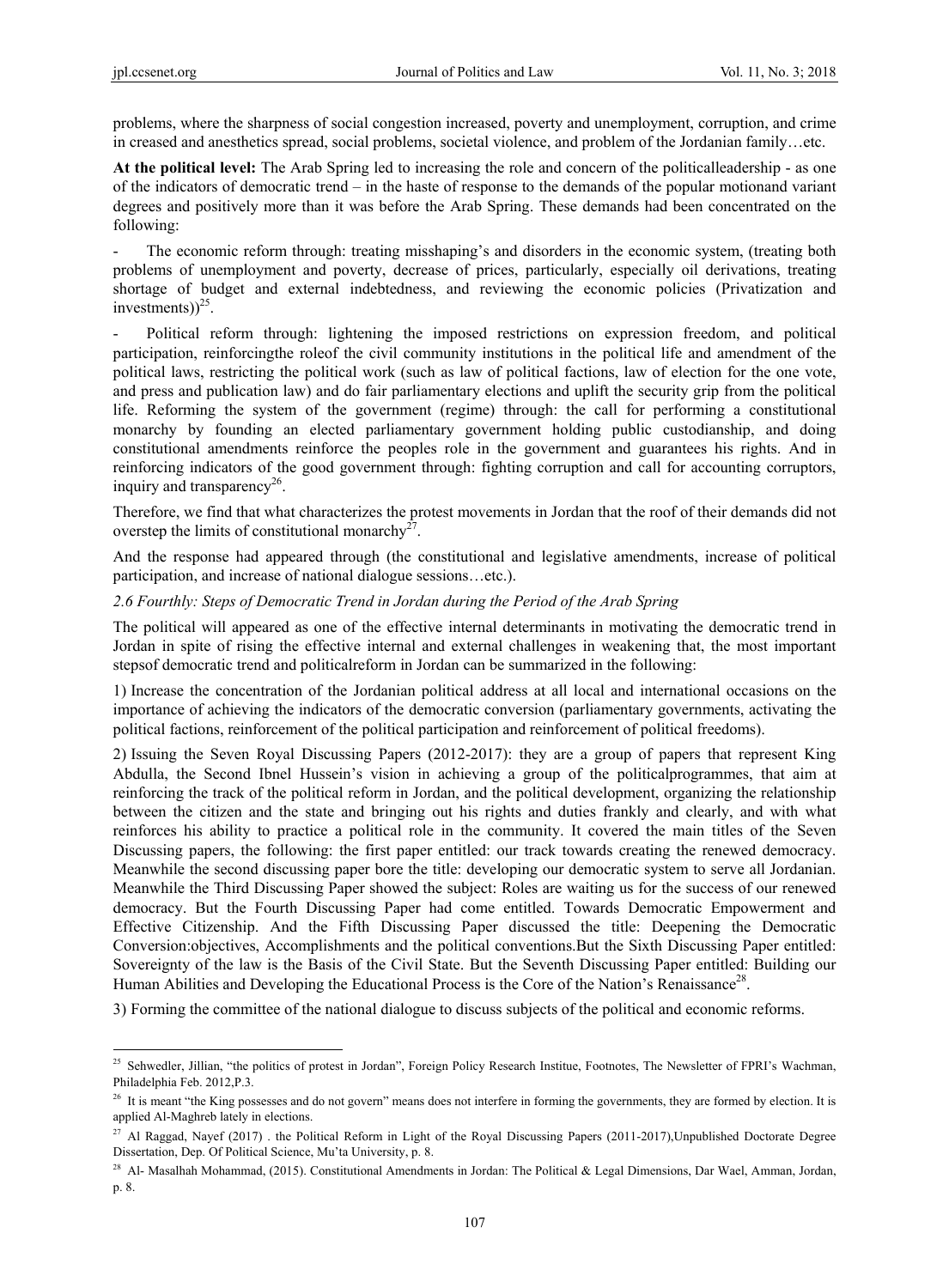problems, where the sharpness of social congestion increased, poverty and unemployment, corruption, and crime in creased and anesthetics spread, social problems, societal violence, and problem of the Jordanian family…etc.

**At the political level:** The Arab Spring led to increasing the role and concern of the politicalleadership - as one of the indicators of democratic trend – in the haste of response to the demands of the popular motionand variant degrees and positively more than it was before the Arab Spring. These demands had been concentrated on the following:

- The economic reform through: treating misshaping's and disorders in the economic system, (treating both problems of unemployment and poverty, decrease of prices, particularly, especially oil derivations, treating shortage of budget and external indebtedness, and reviewing the economic policies (Privatization and investments))[25].

- Political reform through: lightening the imposed restrictions on expression freedom, and political participation, reinforcingthe roleof the civil community institutions in the political life and amendment of the political laws, restricting the political work (such as law of political factions, law of election for the one vote, and press and publication law) and do fair parliamentary elections and uplift the security grip from the political life. Reforming the system of the government (regime) through: the call for performing a constitutional monarchy by founding an elected parliamentary government holding public custodianship, and doing constitutional amendments reinforce the peoples role in the government and guarantees his rights. And in reinforcing indicators of the good government through: fighting corruption and call for accounting corruptors, inquiry and transparency[26].

Therefore, we find that what characterizes the protest movements in Jordan that the roof of their demands did not overstep the limits of constitutional monarchy[27].

And the response had appeared through (the constitutional and legislative amendments, increase of political participation, and increase of national dialogue sessions…etc.).

### *2.6 Fourthly: Steps of Democratic Trend in Jordan during the Period of the Arab Spring*

The political will appeared as one of the effective internal determinants in motivating the democratic trend in Jordan in spite of rising the effective internal and external challenges in weakening that, the most important stepsof democratic trend and politicalreform in Jordan can be summarized in the following:

1) Increase the concentration of the Jordanian political address at all local and international occasions on the importance of achieving the indicators of the democratic conversion (parliamentary governments, activating the political factions, reinforcement of the political participation and reinforcement of political freedoms).

2) Issuing the Seven Royal Discussing Papers (2012-2017): they are a group of papers that represent King Abdulla, the Second Ibnel Hussein's vision in achieving a group of the politicalprogrammes, that aim at reinforcing the track of the political reform in Jordan, and the political development, organizing the relationship between the citizen and the state and bringing out his rights and duties frankly and clearly, and with what reinforces his ability to practice a political role in the community. It covered the main titles of the Seven Discussing papers, the following: the first paper entitled: our track towards creating the renewed democracy. Meanwhile the second discussing paper bore the title: developing our democratic system to serve all Jordanian. Meanwhile the Third Discussing Paper showed the subject: Roles are waiting us for the success of our renewed democracy. But the Fourth Discussing Paper had come entitled. Towards Democratic Empowerment and Effective Citizenship. And the Fifth Discussing Paper discussed the title: Deepening the Democratic Conversion:objectives, Accomplishments and the political conventions.But the Sixth Discussing Paper entitled: Sovereignty of the law is the Basis of the Civil State. But the Seventh Discussing Paper entitled: Building our Human Abilities and Developing the Educational Process is the Core of the Nation's Renaissance[28].

3) Forming the committee of the national dialogue to discuss subjects of the political and economic reforms.

---

[25] Sehwedler, Jillian, "the politics of protest in Jordan", Foreign Policy Research Institue, Footnotes, The Newsletter of FPRI's Wachman, Philadelphia Feb. 2012,P.3.

[26] It is meant "the King possesses and do not govern" means does not interfere in forming the governments, they are formed by election. It is applied Al-Maghreb lately in elections.

[27] Al Raggad, Nayef (2017) . the Political Reform in Light of the Royal Discussing Papers (2011-2017),Unpublished Doctorate Degree Dissertation, Dep. Of Political Science, Mu'ta University, p. 8.

[28] Al- Masalhah Mohammad, (2015). Constitutional Amendments in Jordan: The Political & Legal Dimensions, Dar Wael, Amman, Jordan, p. 8.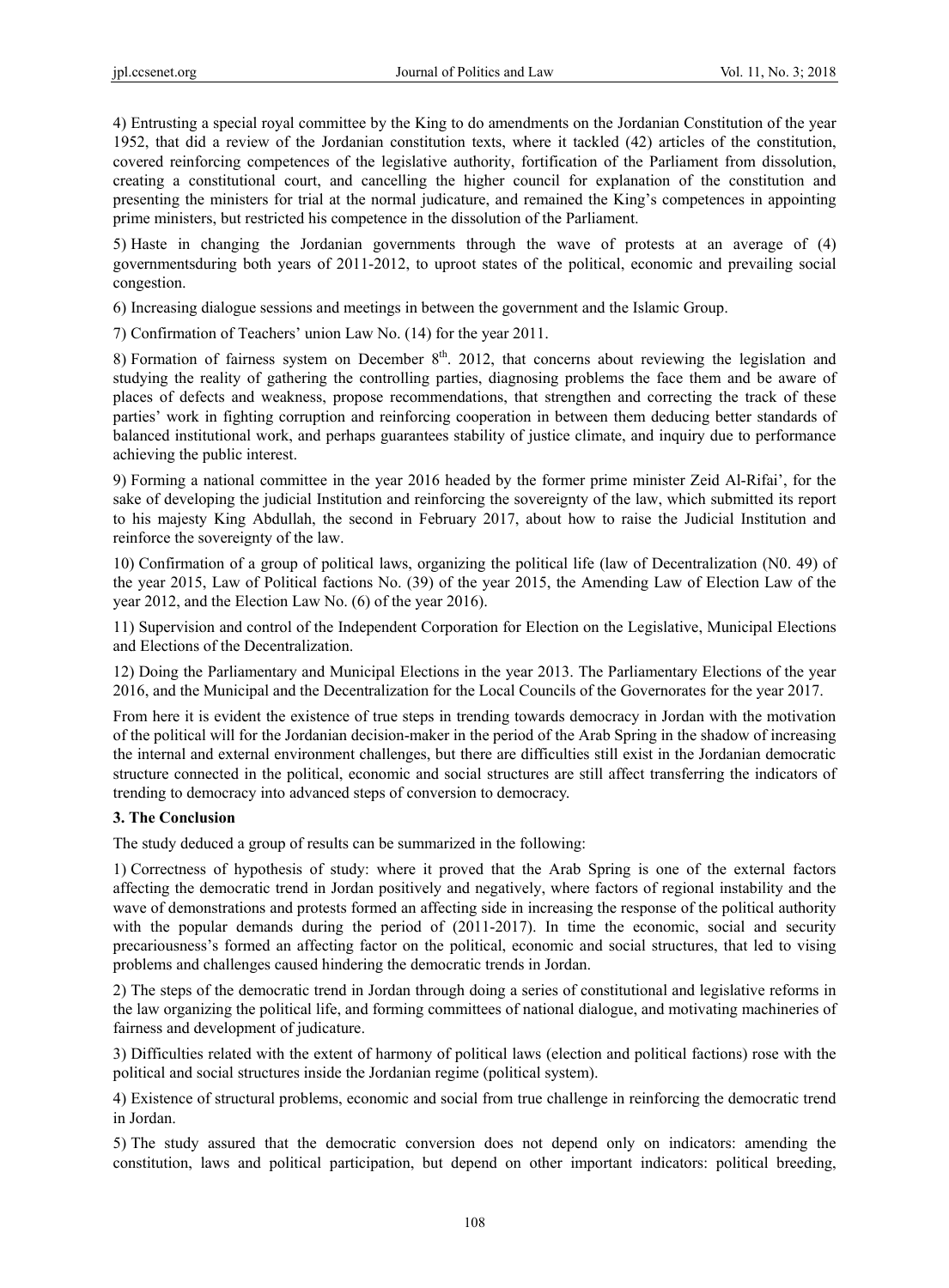4) Entrusting a special royal committee by the King to do amendments on the Jordanian Constitution of the year 1952, that did a review of the Jordanian constitution texts, where it tackled (42) articles of the constitution, covered reinforcing competences of the legislative authority, fortification of the Parliament from dissolution, creating a constitutional court, and cancelling the higher council for explanation of the constitution and presenting the ministers for trial at the normal judicature, and remained the King's competences in appointing prime ministers, but restricted his competence in the dissolution of the Parliament.

5) Haste in changing the Jordanian governments through the wave of protests at an average of (4) governmentsduring both years of 2011-2012, to uproot states of the political, economic and prevailing social congestion.

6) Increasing dialogue sessions and meetings in between the government and the Islamic Group.

7) Confirmation of Teachers' union Law No. (14) for the year 2011.

8) Formation of fairness system on December 8th. 2012, that concerns about reviewing the legislation and studying the reality of gathering the controlling parties, diagnosing problems the face them and be aware of places of defects and weakness, propose recommendations, that strengthen and correcting the track of these parties' work in fighting corruption and reinforcing cooperation in between them deducing better standards of balanced institutional work, and perhaps guarantees stability of justice climate, and inquiry due to performance achieving the public interest.

9) Forming a national committee in the year 2016 headed by the former prime minister Zeid Al-Rifai', for the sake of developing the judicial Institution and reinforcing the sovereignty of the law, which submitted its report to his majesty King Abdullah, the second in February 2017, about how to raise the Judicial Institution and reinforce the sovereignty of the law.

10) Confirmation of a group of political laws, organizing the political life (law of Decentralization (N0. 49) of the year 2015, Law of Political factions No. (39) of the year 2015, the Amending Law of Election Law of the year 2012, and the Election Law No. (6) of the year 2016).

11) Supervision and control of the Independent Corporation for Election on the Legislative, Municipal Elections and Elections of the Decentralization.

12) Doing the Parliamentary and Municipal Elections in the year 2013. The Parliamentary Elections of the year 2016, and the Municipal and the Decentralization for the Local Councils of the Governorates for the year 2017.

From here it is evident the existence of true steps in trending towards democracy in Jordan with the motivation of the political will for the Jordanian decision-maker in the period of the Arab Spring in the shadow of increasing the internal and external environment challenges, but there are difficulties still exist in the Jordanian democratic structure connected in the political, economic and social structures are still affect transferring the indicators of trending to democracy into advanced steps of conversion to democracy.

## 3. The Conclusion

The study deduced a group of results can be summarized in the following:

1) Correctness of hypothesis of study: where it proved that the Arab Spring is one of the external factors affecting the democratic trend in Jordan positively and negatively, where factors of regional instability and the wave of demonstrations and protests formed an affecting side in increasing the response of the political authority with the popular demands during the period of (2011-2017). In time the economic, social and security precariousness's formed an affecting factor on the political, economic and social structures, that led to vising problems and challenges caused hindering the democratic trends in Jordan.

2) The steps of the democratic trend in Jordan through doing a series of constitutional and legislative reforms in the law organizing the political life, and forming committees of national dialogue, and motivating machineries of fairness and development of judicature.

3) Difficulties related with the extent of harmony of political laws (election and political factions) rose with the political and social structures inside the Jordanian regime (political system).

4) Existence of structural problems, economic and social from true challenge in reinforcing the democratic trend in Jordan.

5) The study assured that the democratic conversion does not depend only on indicators: amending the constitution, laws and political participation, but depend on other important indicators: political breeding,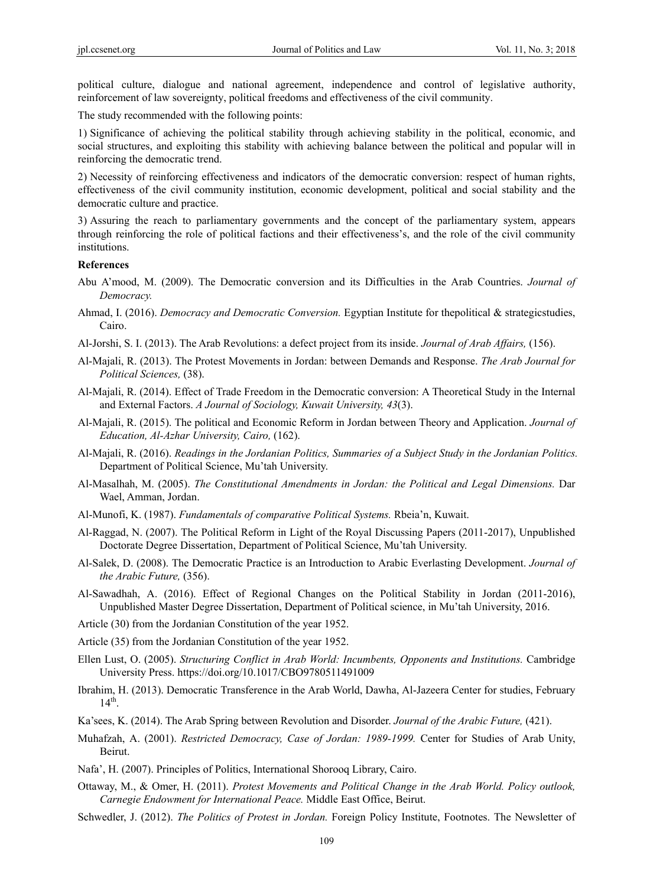political culture, dialogue and national agreement, independence and control of legislative authority, reinforcement of law sovereignty, political freedoms and effectiveness of the civil community.

The study recommended with the following points:

1) Significance of achieving the political stability through achieving stability in the political, economic, and social structures, and exploiting this stability with achieving balance between the political and popular will in reinforcing the democratic trend.

2) Necessity of reinforcing effectiveness and indicators of the democratic conversion: respect of human rights, effectiveness of the civil community institution, economic development, political and social stability and the democratic culture and practice.

3) Assuring the reach to parliamentary governments and the concept of the parliamentary system, appears through reinforcing the role of political factions and their effectiveness's, and the role of the civil community institutions.

**References**

Abu A'mood, M. (2009). The Democratic conversion and its Difficulties in the Arab Countries. *Journal of Democracy.*

Ahmad, I. (2016). *Democracy and Democratic Conversion.* Egyptian Institute for thepolitical & strategicstudies, Cairo.

Al-Jorshi, S. I. (2013). The Arab Revolutions: a defect project from its inside. *Journal of Arab Affairs,* (156).

Al-Majali, R. (2013). The Protest Movements in Jordan: between Demands and Response. *The Arab Journal for Political Sciences,* (38).

Al-Majali, R. (2014). Effect of Trade Freedom in the Democratic conversion: A Theoretical Study in the Internal and External Factors. *A Journal of Sociology, Kuwait University, 43*(3).

Al-Majali, R. (2015). The political and Economic Reform in Jordan between Theory and Application. *Journal of Education, Al-Azhar University, Cairo,* (162).

Al-Majali, R. (2016). *Readings in the Jordanian Politics, Summaries of a Subject Study in the Jordanian Politics.* Department of Political Science, Mu'tah University.

Al-Masalhah, M. (2005). *The Constitutional Amendments in Jordan: the Political and Legal Dimensions.* Dar Wael, Amman, Jordan.

Al-Munofi, K. (1987). *Fundamentals of comparative Political Systems.* Rbeia'n, Kuwait.

Al-Raggad, N. (2007). The Political Reform in Light of the Royal Discussing Papers (2011-2017), Unpublished Doctorate Degree Dissertation, Department of Political Science, Mu'tah University.

Al-Salek, D. (2008). The Democratic Practice is an Introduction to Arabic Everlasting Development. *Journal of the Arabic Future,* (356).

Al-Sawadhah, A. (2016). Effect of Regional Changes on the Political Stability in Jordan (2011-2016), Unpublished Master Degree Dissertation, Department of Political science, in Mu'tah University, 2016.

Article (30) from the Jordanian Constitution of the year 1952.

Article (35) from the Jordanian Constitution of the year 1952.

Ellen Lust, O. (2005). *Structuring Conflict in Arab World: Incumbents, Opponents and Institutions.* Cambridge University Press. https://doi.org/10.1017/CBO9780511491009

Ibrahim, H. (2013). Democratic Transference in the Arab World, Dawha, Al-Jazeera Center for studies, February 14th.

Ka'sees, K. (2014). The Arab Spring between Revolution and Disorder. *Journal of the Arabic Future,* (421).

Muhafzah, A. (2001). *Restricted Democracy, Case of Jordan: 1989-1999.* Center for Studies of Arab Unity, Beirut.

Nafa', H. (2007). Principles of Politics, International Shorooq Library, Cairo.

Ottaway, M., & Omer, H. (2011). *Protest Movements and Political Change in the Arab World. Policy outlook, Carnegie Endowment for International Peace.* Middle East Office, Beirut.

Schwedler, J. (2012). *The Politics of Protest in Jordan.* Foreign Policy Institute, Footnotes. The Newsletter of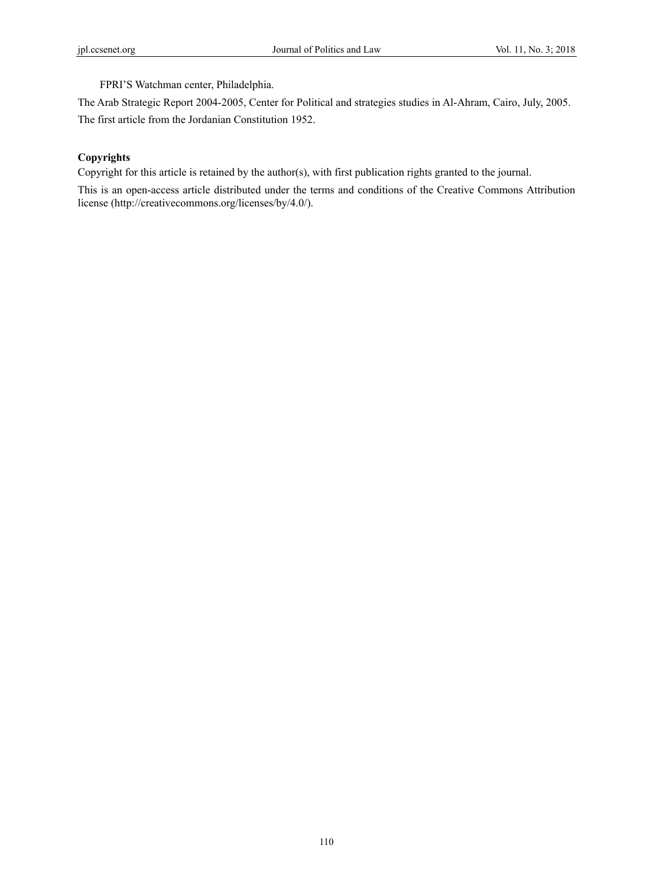FPRI'S Watchman center, Philadelphia.

The Arab Strategic Report 2004-2005, Center for Political and strategies studies in Al-Ahram, Cairo, July, 2005.

The first article from the Jordanian Constitution 1952.

**Copyrights**

Copyright for this article is retained by the author(s), with first publication rights granted to the journal.

This is an open-access article distributed under the terms and conditions of the Creative Commons Attribution license (http://creativecommons.org/licenses/by/4.0/).